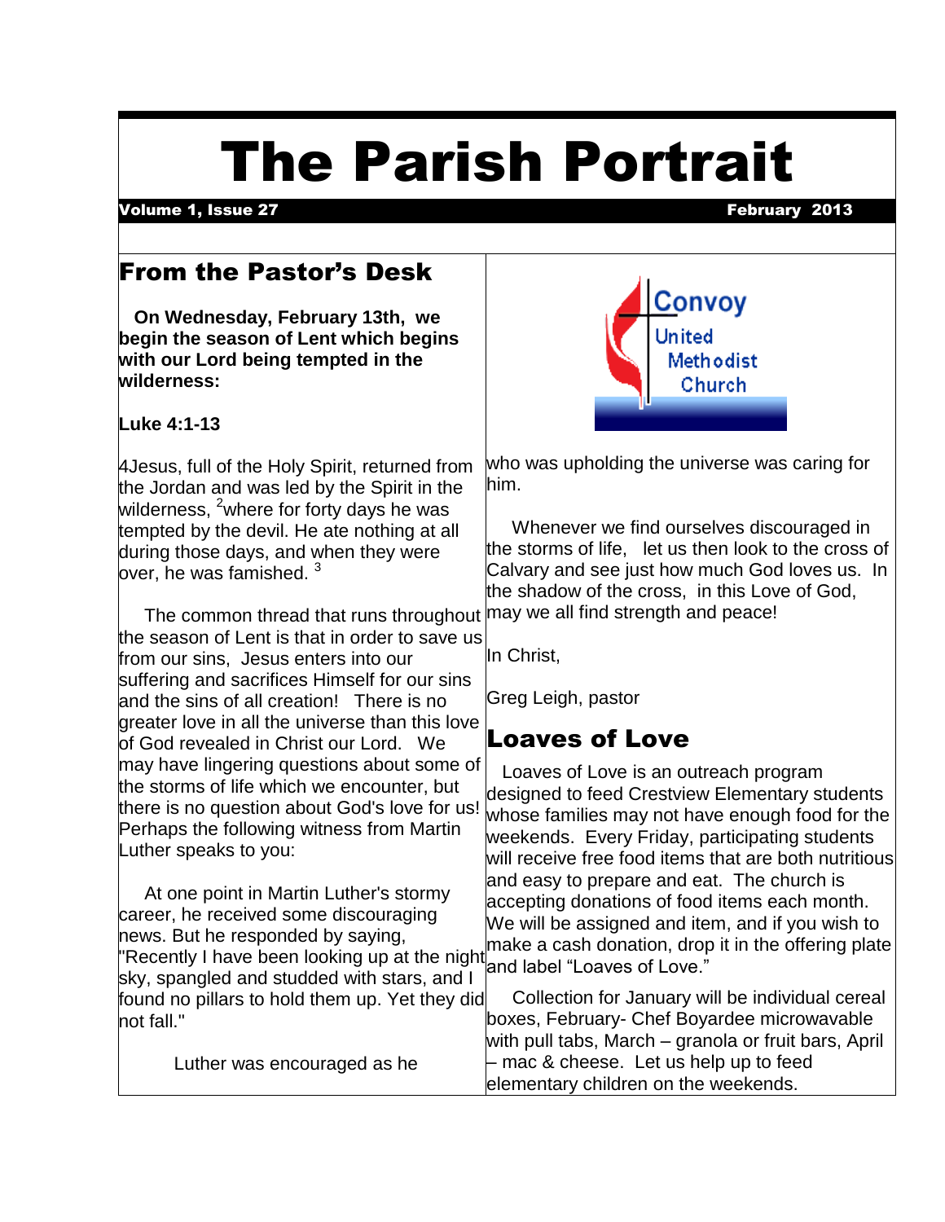# The Parish Portrait

**Volume 1, Issue 27** **February 2013**

## From the Pastor's Desk

**On Wednesday, February 13th, we begin the season of Lent which begins with our Lord being tempted in the wilderness:**

**Luke 4:1-13**

4Jesus, full of the Holy Spirit, returned from the Jordan and was led by the Spirit in the wilderness, [2]where for forty days he was tempted by the devil. He ate nothing at all during those days, and when they were over, he was famished. [3]

The common thread that runs throughout the season of Lent is that in order to save us from our sins, Jesus enters into our suffering and sacrifices Himself for our sins and the sins of all creation! There is no greater love in all the universe than this love of God revealed in Christ our Lord. We may have lingering questions about some of the storms of life which we encounter, but there is no question about God's love for us! Perhaps the following witness from Martin Luther speaks to you:

At one point in Martin Luther's stormy career, he received some discouraging news. But he responded by saying, "Recently I have been looking up at the night sky, spangled and studded with stars, and I found no pillars to hold them up. Yet they did not fall."

Luther was encouraged as he who was upholding the universe was caring for him.

Whenever we find ourselves discouraged in the storms of life, let us then look to the cross of Calvary and see just how much God loves us. In the shadow of the cross, in this Love of God, may we all find strength and peace!

In Christ,

Greg Leigh, pastor

Convoy United Methodist Church

## Loaves of Love

Loaves of Love is an outreach program designed to feed Crestview Elementary students whose families may not have enough food for the weekends. Every Friday, participating students will receive free food items that are both nutritious and easy to prepare and eat. The church is accepting donations of food items each month. We will be assigned and item, and if you wish to make a cash donation, drop it in the offering plate and label "Loaves of Love."

Collection for January will be individual cereal boxes, February- Chef Boyardee microwavable with pull tabs, March – granola or fruit bars, April – mac & cheese. Let us help up to feed elementary children on the weekends.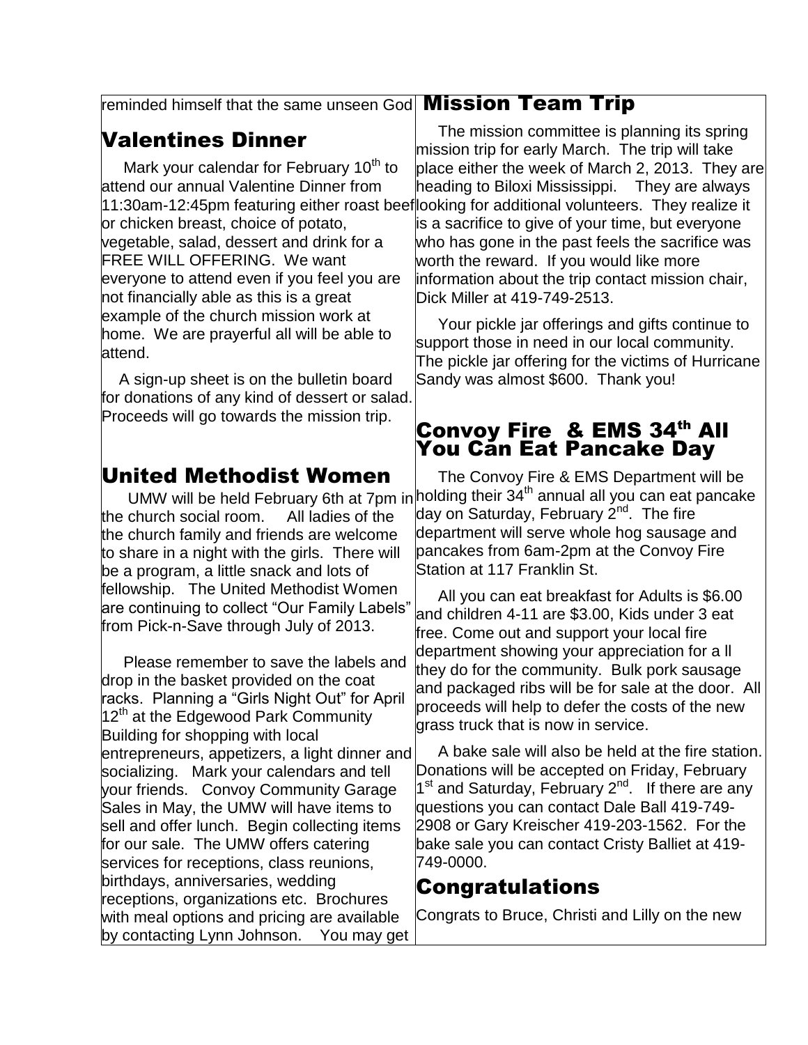reminded himself that the same unseen God

## Valentines Dinner

Mark your calendar for February 10th to attend our annual Valentine Dinner from 11:30am-12:45pm featuring either roast beef or chicken breast, choice of potato, vegetable, salad, dessert and drink for a FREE WILL OFFERING. We want everyone to attend even if you feel you are not financially able as this is a great example of the church mission work at home. We are prayerful all will be able to attend.

A sign-up sheet is on the bulletin board for donations of any kind of dessert or salad. Proceeds will go towards the mission trip.

## United Methodist Women

UMW will be held February 6th at 7pm in the church social room. All ladies of the the church family and friends are welcome to share in a night with the girls. There will be a program, a little snack and lots of fellowship. The United Methodist Women are continuing to collect "Our Family Labels" from Pick-n-Save through July of 2013.

Please remember to save the labels and drop in the basket provided on the coat racks. Planning a "Girls Night Out" for April 12th at the Edgewood Park Community Building for shopping with local entrepreneurs, appetizers, a light dinner and socializing. Mark your calendars and tell your friends. Convoy Community Garage Sales in May, the UMW will have items to sell and offer lunch. Begin collecting items for our sale. The UMW offers catering services for receptions, class reunions, birthdays, anniversaries, wedding receptions, organizations etc. Brochures with meal options and pricing are available by contacting Lynn Johnson. You may get

## Mission Team Trip

The mission committee is planning its spring mission trip for early March. The trip will take place either the week of March 2, 2013. They are heading to Biloxi Mississippi. They are always looking for additional volunteers. They realize it is a sacrifice to give of your time, but everyone who has gone in the past feels the sacrifice was worth the reward. If you would like more information about the trip contact mission chair, Dick Miller at 419-749-2513.

Your pickle jar offerings and gifts continue to support those in need in our local community. The pickle jar offering for the victims of Hurricane Sandy was almost $600. Thank you!

## Convoy Fire & EMS 34th All You Can Eat Pancake Day

The Convoy Fire & EMS Department will be holding their 34th annual all you can eat pancake day on Saturday, February 2nd. The fire department will serve whole hog sausage and pancakes from 6am-2pm at the Convoy Fire Station at 117 Franklin St.

All you can eat breakfast for Adults is $6.00 and children 4-11 are $3.00, Kids under 3 eat free. Come out and support your local fire department showing your appreciation for a ll they do for the community. Bulk pork sausage and packaged ribs will be for sale at the door. All proceeds will help to defer the costs of the new grass truck that is now in service.

A bake sale will also be held at the fire station. Donations will be accepted on Friday, February 1st and Saturday, February 2nd. If there are any questions you can contact Dale Ball 419-749-2908 or Gary Kreischer 419-203-1562. For the bake sale you can contact Cristy Balliet at 419-749-0000.

## Congratulations

Congrats to Bruce, Christi and Lilly on the new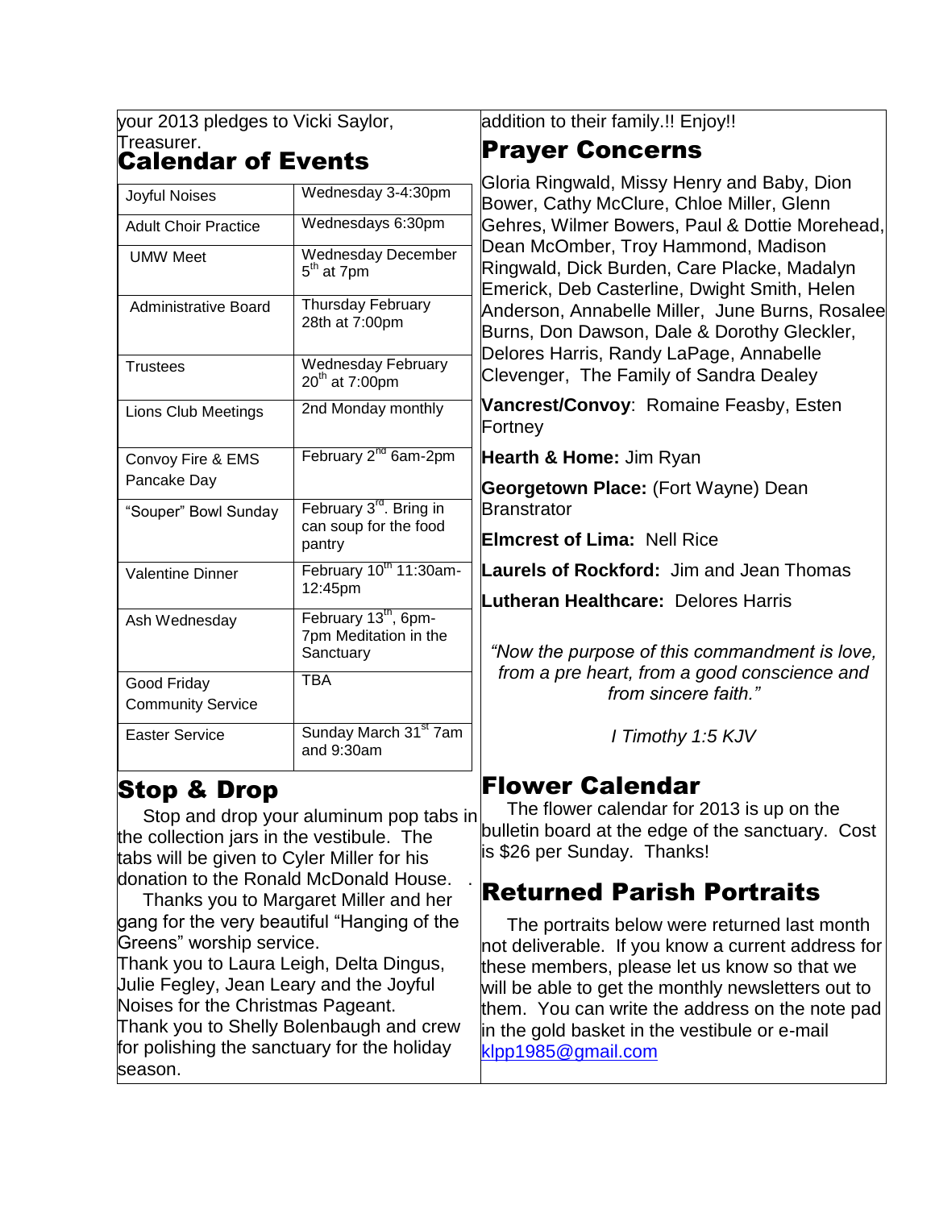your 2013 pledges to Vicki Saylor, Treasurer.

## Calendar of Events

| Joyful Noises | Wednesday 3-4:30pm |
|---|---|
| Adult Choir Practice | Wednesdays 6:30pm |
| UMW Meet | Wednesday December 5th at 7pm |
| Administrative Board | Thursday February 28th at 7:00pm |
| Trustees | Wednesday February 20th at 7:00pm |
| Lions Club Meetings | 2nd Monday monthly |
| Convoy Fire & EMS Pancake Day | February 2nd 6am-2pm |
| "Souper" Bowl Sunday | February 3rd. Bring in can soup for the food pantry |
| Valentine Dinner | February 10th 11:30am-12:45pm |
| Ash Wednesday | February 13th, 6pm-7pm Meditation in the Sanctuary |
| Good Friday Community Service | TBA |
| Easter Service | Sunday March 31st 7am and 9:30am |

## Stop & Drop

Stop and drop your aluminum pop tabs in the collection jars in the vestibule. The tabs will be given to Cyler Miller for his donation to the Ronald McDonald House. .

Thanks you to Margaret Miller and her gang for the very beautiful "Hanging of the Greens" worship service.

Thank you to Laura Leigh, Delta Dingus, Julie Fegley, Jean Leary and the Joyful Noises for the Christmas Pageant.

Thank you to Shelly Bolenbaugh and crew for polishing the sanctuary for the holiday season.

addition to their family.!! Enjoy!!

## Prayer Concerns

Gloria Ringwald, Missy Henry and Baby, Dion Bower, Cathy McClure, Chloe Miller, Glenn Gehres, Wilmer Bowers, Paul & Dottie Morehead, Dean McOmber, Troy Hammond, Madison Ringwald, Dick Burden, Care Placke, Madalyn Emerick, Deb Casterline, Dwight Smith, Helen Anderson, Annabelle Miller, June Burns, Rosalee Burns, Don Dawson, Dale & Dorothy Gleckler, Delores Harris, Randy LaPage, Annabelle Clevenger, The Family of Sandra Dealey

**Vancrest/Convoy**: Romaine Feasby, Esten Fortney

**Hearth & Home:** Jim Ryan

**Georgetown Place:** (Fort Wayne) Dean Branstrator

**Elmcrest of Lima:** Nell Rice

**Laurels of Rockford:** Jim and Jean Thomas

**Lutheran Healthcare:** Delores Harris

*"Now the purpose of this commandment is love, from a pre heart, from a good conscience and from sincere faith."*

*I Timothy 1:5 KJV*

## Flower Calendar

The flower calendar for 2013 is up on the bulletin board at the edge of the sanctuary. Cost is $26 per Sunday. Thanks!

## Returned Parish Portraits

The portraits below were returned last month not deliverable. If you know a current address for these members, please let us know so that we will be able to get the monthly newsletters out to them. You can write the address on the note pad in the gold basket in the vestibule or e-mail klpp1985@gmail.com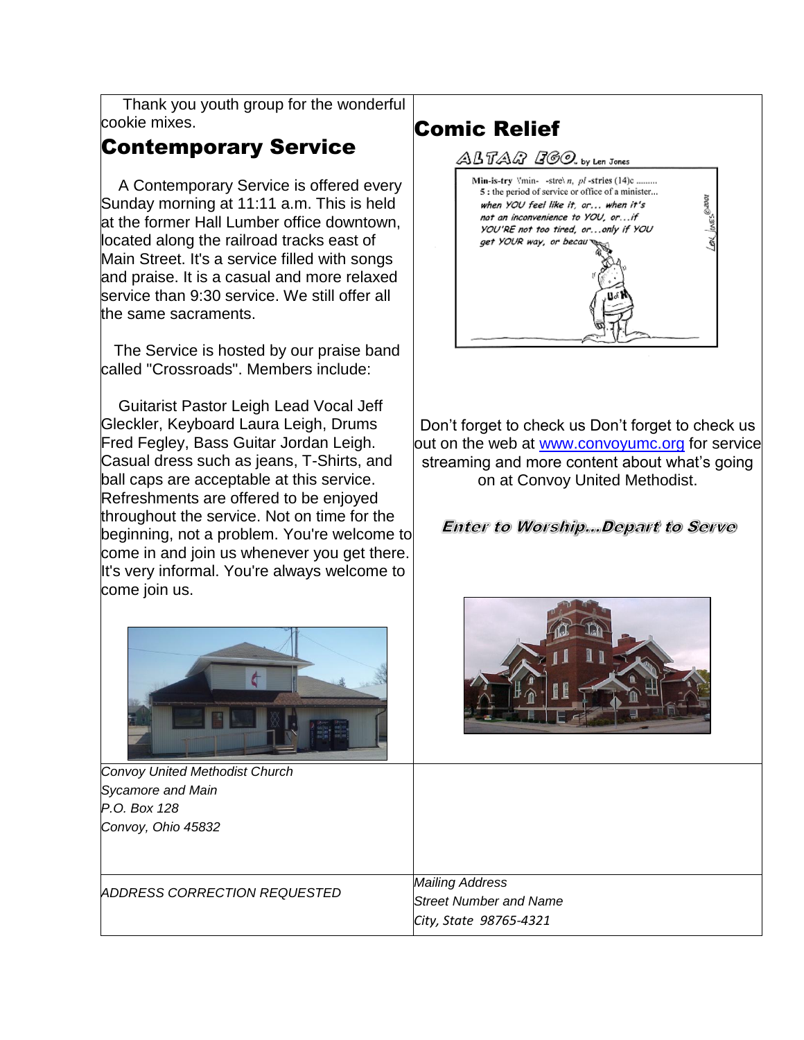Thank you youth group for the wonderful cookie mixes.

## Contemporary Service

A Contemporary Service is offered every Sunday morning at 11:11 a.m. This is held at the former Hall Lumber office downtown, located along the railroad tracks east of Main Street. It's a service filled with songs and praise. It is a casual and more relaxed service than 9:30 service. We still offer all the same sacraments.

The Service is hosted by our praise band called "Crossroads". Members include:

Guitarist Pastor Leigh Lead Vocal Jeff Gleckler, Keyboard Laura Leigh, Drums Fred Fegley, Bass Guitar Jordan Leigh. Casual dress such as jeans, T-Shirts, and ball caps are acceptable at this service. Refreshments are offered to be enjoyed throughout the service. Not on time for the beginning, not a problem. You're welcome to come in and join us whenever you get there. It's very informal. You're always welcome to come join us.

*Convoy United Methodist Church*
*Sycamore and Main*
*P.O. Box 128*
*Convoy, Ohio 45832*

## Comic Relief

ALTAR EGO by Len Jones

Min-is-try \'min- -stre\ n, pl -stries (14)c .........
5 : the period of service or office of a minister...
when YOU feel like it, or... when it's not an inconvenience to YOU, or...if YOU'RE not too tired, or...only if YOU get YOUR way, or becau

Don't forget to check us Don't forget to check us out on the web at www.convoyumc.org for service streaming and more content about what's going on at Convoy United Methodist.

***Enter to Worship...Depart to Serve***

| | |
|---|---|
| *ADDRESS CORRECTION REQUESTED* | *Mailing Address*<br>*Street Number and Name*<br>*City, State 98765-4321* |